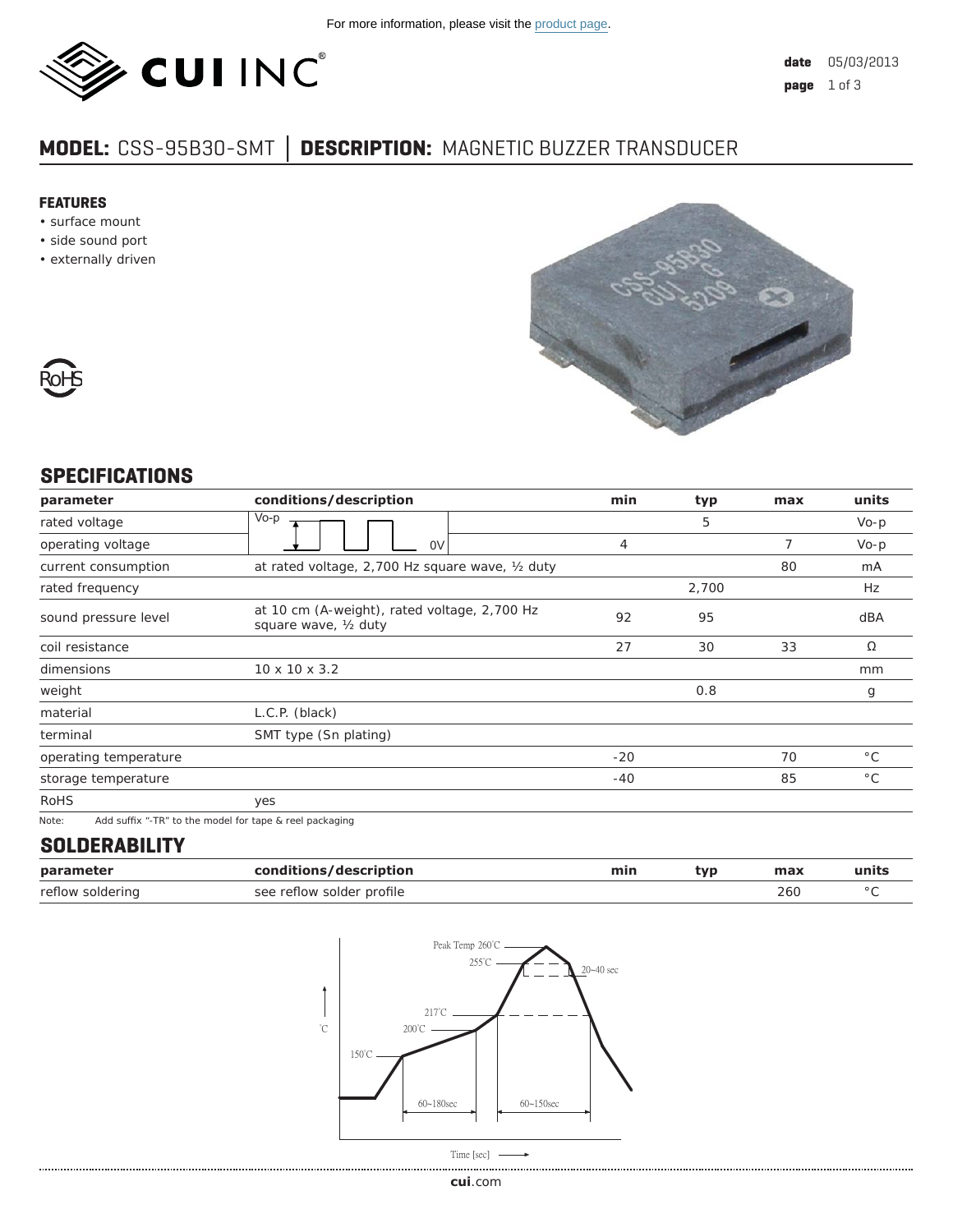For more information, please visit the product page.

**date** 05/03/2013

## MODEL: CSS-95B30-SMT | DESCRIPTION: MAGNETIC BUZZER TRANSDUCER

### FEATURES

- surface mount
- side sound port
- externally driven

## SPECIFICATIONS

| parameter | conditions/description | min | typ | max | units |
|---|---|---|---|---|---|
| rated voltage | Vo-p (square wave) 0V | | 5 | | Vo-p |
| operating voltage | | 4 | | 7 | Vo-p |
| current consumption | at rated voltage, 2,700 Hz square wave, ½ duty | | | 80 | mA |
| rated frequency | | | 2,700 | | Hz |
| sound pressure level | at 10 cm (A-weight), rated voltage, 2,700 Hz square wave, ½ duty | 92 | 95 | | dBA |
| coil resistance | | 27 | 30 | 33 | Ω |
| dimensions | 10 x 10 x 3.2 | | | | mm |
| weight | | | 0.8 | | g |
| material | L.C.P. (black) | | | | |
| terminal | SMT type (Sn plating) | | | | |
| operating temperature | | -20 | | 70 | °C |
| storage temperature | | -40 | | 85 | °C |
| RoHS | yes | | | | |

Note: Add suffix "-TR" to the model for tape & reel packaging

## SOLDERABILITY

| parameter | conditions/description | min | typ | max | units |
|---|---|---|---|---|---|
| reflow soldering | see reflow solder profile | | | 260 | °C |

Peak Temp 260˚C
255˚C
20~40 sec
217˚C
200˚C
150˚C
60~180sec
60~150sec
˚C
Time [sec]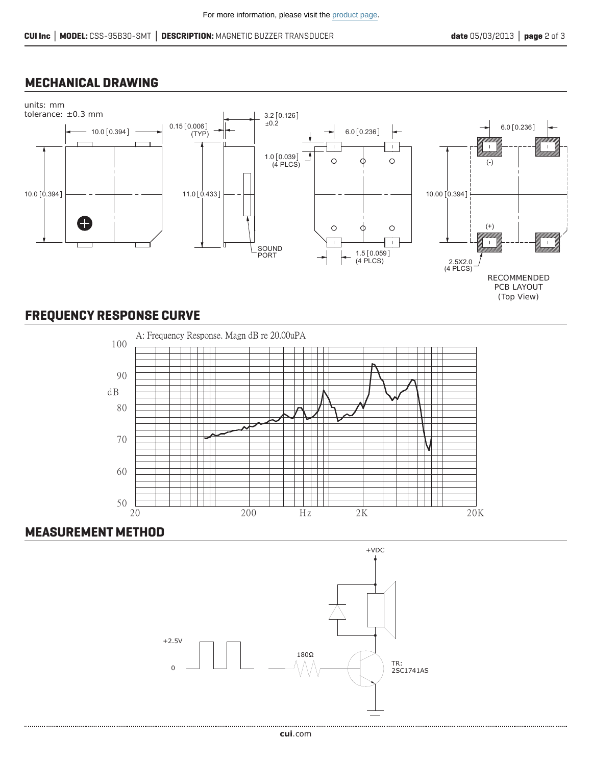For more information, please visit the product page.

## MECHANICAL DRAWING

units: mm
tolerance: ±0.3 mm

10.0 [0.394]
10.0 [0.394]
0.15 [0.006] (TYP)
3.2 [0.126] ±0.2
11.0 [0.433]
SOUND PORT
6.0 [0.236]
1.0 [0.039] (4 PLCS)
1.5 [0.059] (4 PLCS)
6.0 [0.236]
10.00 [0.394]
(-)
(+)
2.5X2.0 (4 PLCS)

RECOMMENDED PCB LAYOUT (Top View)

## FREQUENCY RESPONSE CURVE

A: Frequency Response. Magn dB re 20.00uPA

dB: 50, 60, 70, 80, 90, 100
Hz: 20, 200, 2K, 20K

## MEASUREMENT METHOD

+VDC
+2.5V
0
180Ω
TR: 2SC1741AS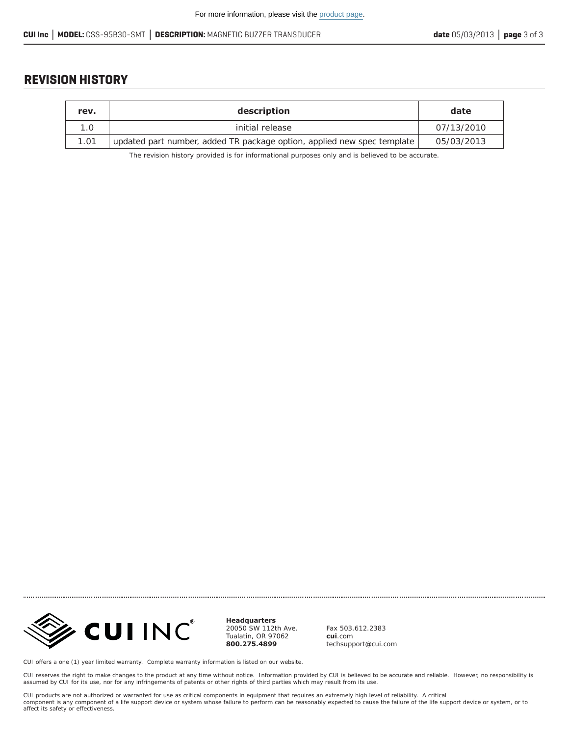## REVISION HISTORY

| rev. | description | date |
| --- | --- | --- |
| 1.0 | initial release | 07/13/2010 |
| 1.01 | updated part number, added TR package option, applied new spec template | 05/03/2013 |

The revision history provided is for informational purposes only and is believed to be accurate.

**Headquarters**
20050 SW 112th Ave.
Tualatin, OR 97062
**800.275.4899**

Fax 503.612.2383
**cui**.com
techsupport@cui.com

CUI offers a one (1) year limited warranty. Complete warranty information is listed on our website.

CUI reserves the right to make changes to the product at any time without notice. Information provided by CUI is believed to be accurate and reliable. However, no responsibility is assumed by CUI for its use, nor for any infringements of patents or other rights of third parties which may result from its use.

CUI products are not authorized or warranted for use as critical components in equipment that requires an extremely high level of reliability. A critical component is any component of a life support device or system whose failure to perform can be reasonably expected to cause the failure of the life support device or system, or to affect its safety or effectiveness.